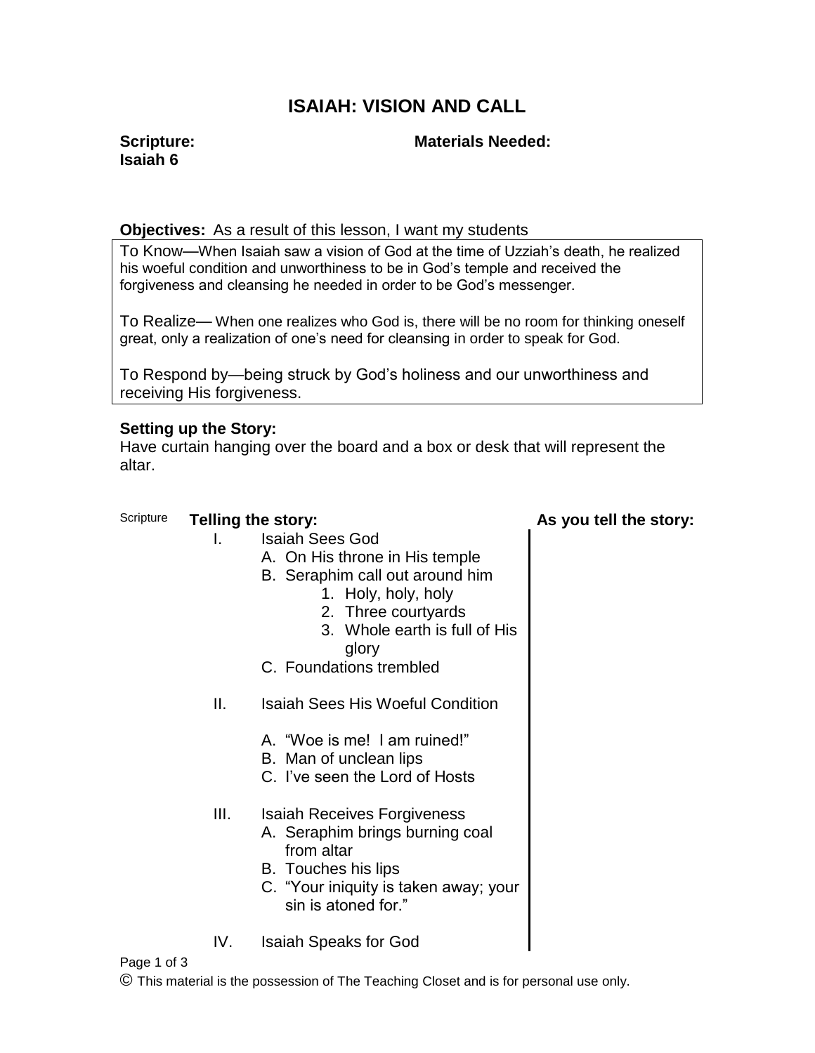# ISAIAH: VISION AND CALL

**Scripture:**
**Isaiah 6**

**Materials Needed:**

**Objectives:** As a result of this lesson, I want my students

To Know—When Isaiah saw a vision of God at the time of Uzziah's death, he realized his woeful condition and unworthiness to be in God's temple and received the forgiveness and cleansing he needed in order to be God's messenger.

To Realize— When one realizes who God is, there will be no room for thinking oneself great, only a realization of one's need for cleansing in order to speak for God.

To Respond by—being struck by God's holiness and our unworthiness and receiving His forgiveness.

**Setting up the Story:**
Have curtain hanging over the board and a box or desk that will represent the altar.

| Scripture | **Telling the story:** | **As you tell the story:** |
|---|---|---|
| | I. Isaiah Sees God<br>A. On His throne in His temple<br>B. Seraphim call out around him<br>1. Holy, holy, holy<br>2. Three courtyards<br>3. Whole earth is full of His glory<br>C. Foundations trembled<br><br>II. Isaiah Sees His Woeful Condition<br>A. "Woe is me! I am ruined!"<br>B. Man of unclean lips<br>C. I've seen the Lord of Hosts<br><br>III. Isaiah Receives Forgiveness<br>A. Seraphim brings burning coal from altar<br>B. Touches his lips<br>C. "Your iniquity is taken away; your sin is atoned for."<br><br>IV. Isaiah Speaks for God | |

© This material is the possession of The Teaching Closet and is for personal use only.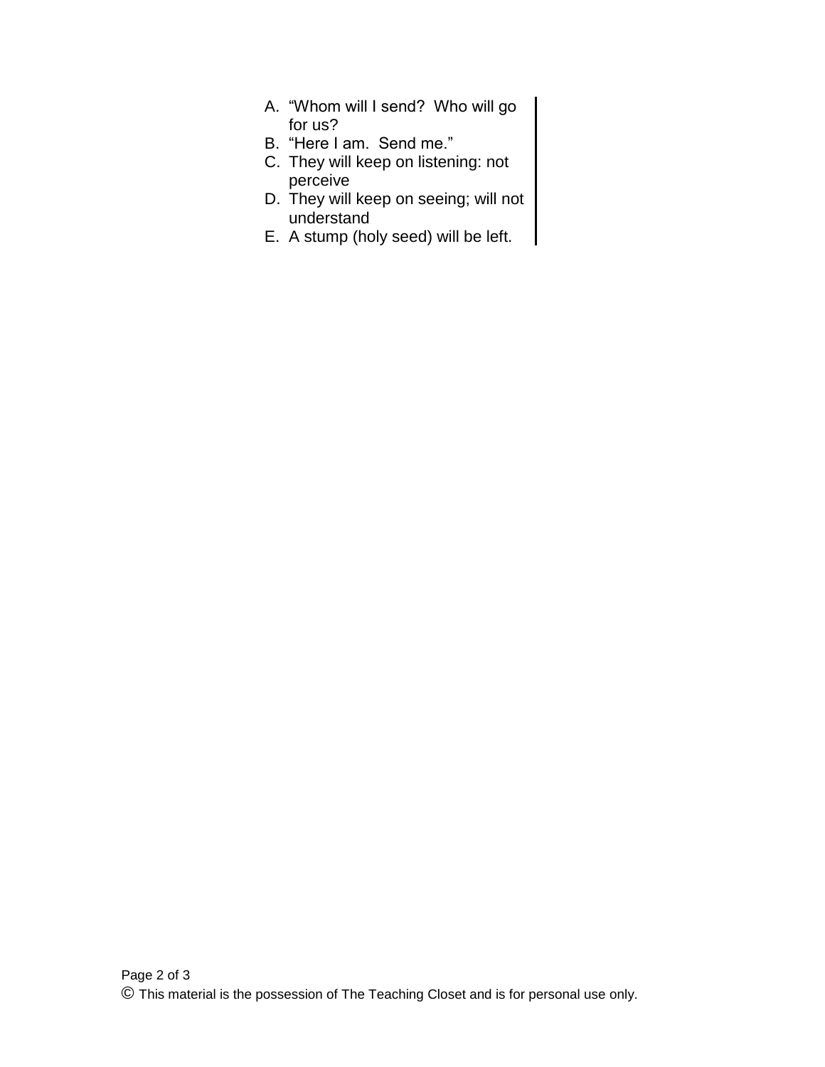A. "Whom will I send? Who will go for us?
B. "Here I am. Send me."
C. They will keep on listening: not perceive
D. They will keep on seeing; will not understand
E. A stump (holy seed) will be left.

© This material is the possession of The Teaching Closet and is for personal use only.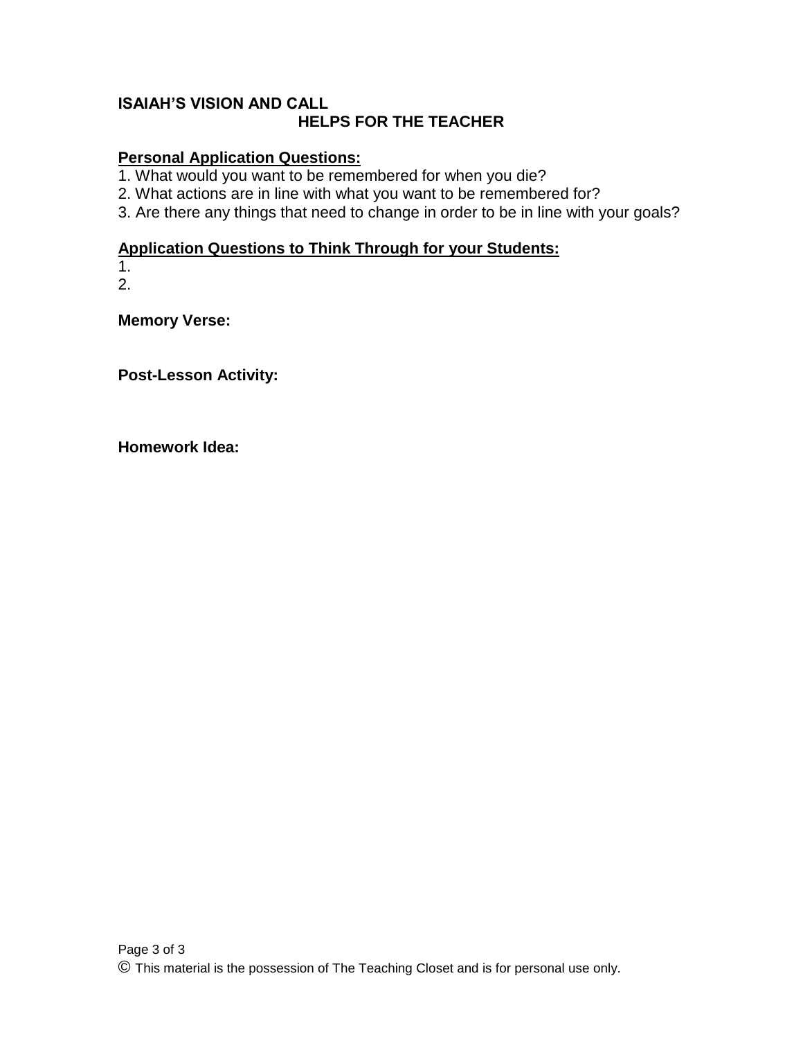# ISAIAH'S VISION AND CALL

## HELPS FOR THE TEACHER

**Personal Application Questions:**

1. What would you want to be remembered for when you die?
2. What actions are in line with what you want to be remembered for?
3. Are there any things that need to change in order to be in line with your goals?

**Application Questions to Think Through for your Students:**

1.
2.

**Memory Verse:**

**Post-Lesson Activity:**

**Homework Idea:**

© This material is the possession of The Teaching Closet and is for personal use only.